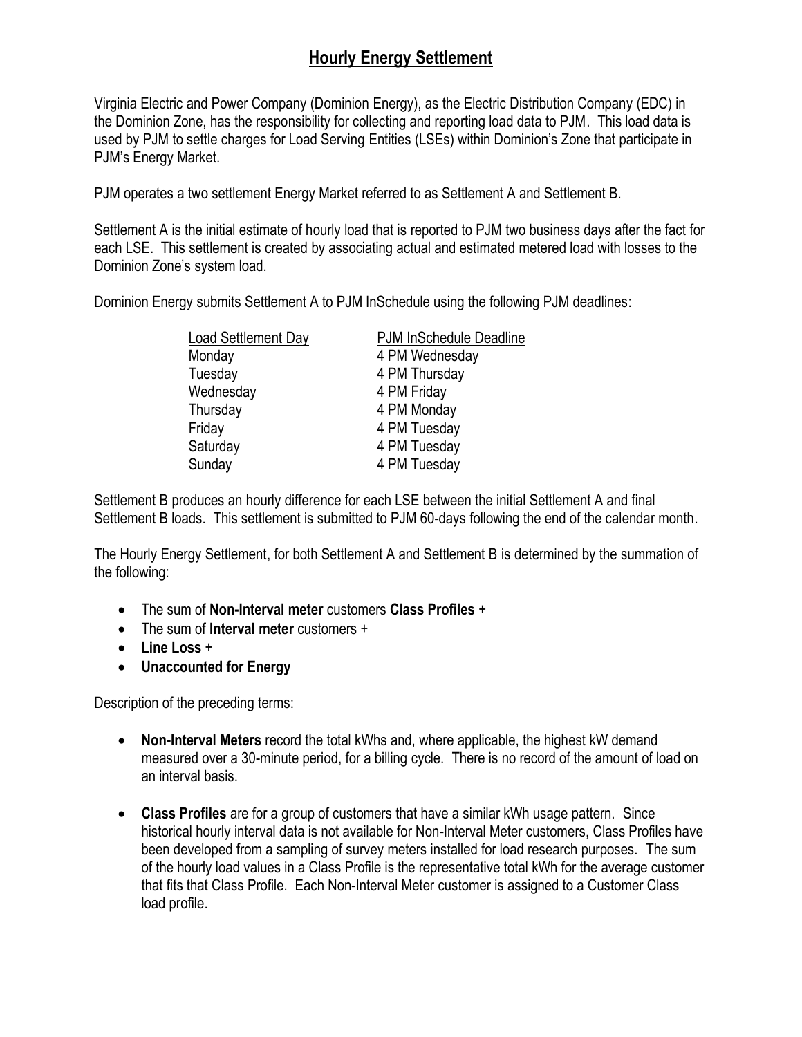# Hourly Energy Settlement

Virginia Electric and Power Company (Dominion Energy), as the Electric Distribution Company (EDC) in the Dominion Zone, has the responsibility for collecting and reporting load data to PJM. This load data is used by PJM to settle charges for Load Serving Entities (LSEs) within Dominion's Zone that participate in PJM's Energy Market.

PJM operates a two settlement Energy Market referred to as Settlement A and Settlement B.

Settlement A is the initial estimate of hourly load that is reported to PJM two business days after the fact for each LSE. This settlement is created by associating actual and estimated metered load with losses to the Dominion Zone's system load.

Dominion Energy submits Settlement A to PJM InSchedule using the following PJM deadlines:

| Load Settlement Day | PJM InSchedule Deadline |
| --- | --- |
| Monday | 4 PM Wednesday |
| Tuesday | 4 PM Thursday |
| Wednesday | 4 PM Friday |
| Thursday | 4 PM Monday |
| Friday | 4 PM Tuesday |
| Saturday | 4 PM Tuesday |
| Sunday | 4 PM Tuesday |

Settlement B produces an hourly difference for each LSE between the initial Settlement A and final Settlement B loads. This settlement is submitted to PJM 60-days following the end of the calendar month.

The Hourly Energy Settlement, for both Settlement A and Settlement B is determined by the summation of the following:

- The sum of **Non-Interval meter** customers **Class Profiles** +
- The sum of **Interval meter** customers +
- **Line Loss** +
- **Unaccounted for Energy**

Description of the preceding terms:

- **Non-Interval Meters** record the total kWhs and, where applicable, the highest kW demand measured over a 30-minute period, for a billing cycle. There is no record of the amount of load on an interval basis.
- **Class Profiles** are for a group of customers that have a similar kWh usage pattern. Since historical hourly interval data is not available for Non-Interval Meter customers, Class Profiles have been developed from a sampling of survey meters installed for load research purposes. The sum of the hourly load values in a Class Profile is the representative total kWh for the average customer that fits that Class Profile. Each Non-Interval Meter customer is assigned to a Customer Class load profile.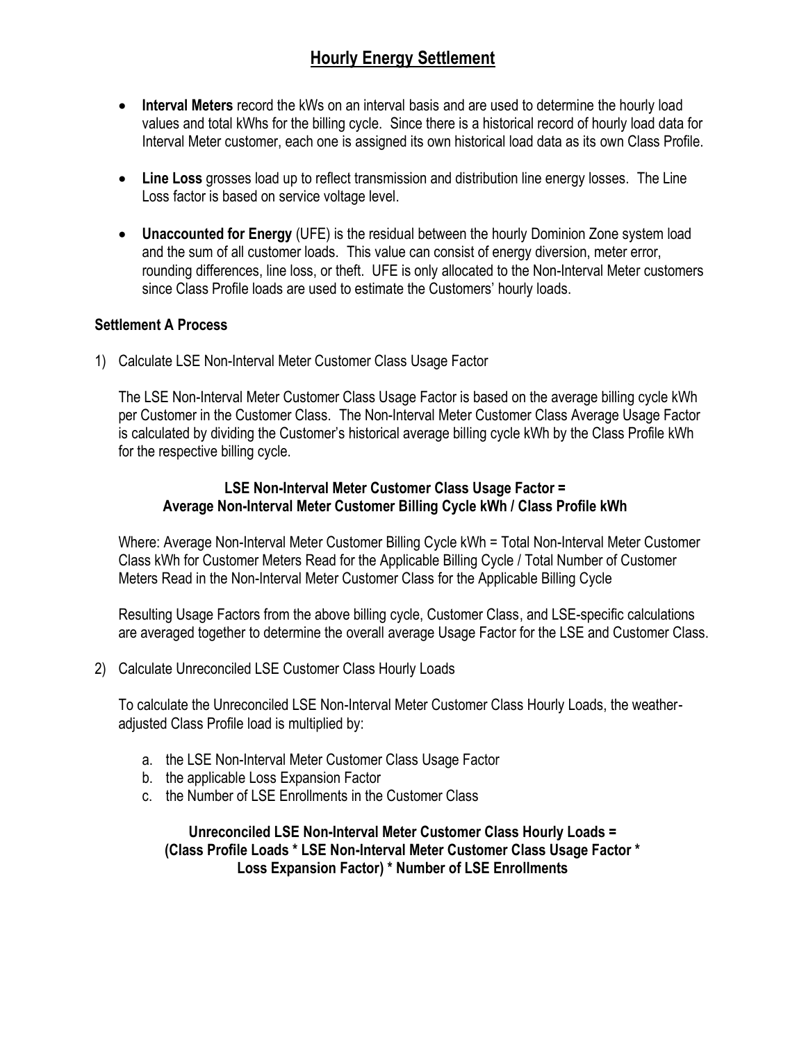# Hourly Energy Settlement

- **Interval Meters** record the kWs on an interval basis and are used to determine the hourly load values and total kWhs for the billing cycle. Since there is a historical record of hourly load data for Interval Meter customer, each one is assigned its own historical load data as its own Class Profile.

- **Line Loss** grosses load up to reflect transmission and distribution line energy losses. The Line Loss factor is based on service voltage level.

- **Unaccounted for Energy** (UFE) is the residual between the hourly Dominion Zone system load and the sum of all customer loads. This value can consist of energy diversion, meter error, rounding differences, line loss, or theft. UFE is only allocated to the Non-Interval Meter customers since Class Profile loads are used to estimate the Customers' hourly loads.

### Settlement A Process

1) Calculate LSE Non-Interval Meter Customer Class Usage Factor

   The LSE Non-Interval Meter Customer Class Usage Factor is based on the average billing cycle kWh per Customer in the Customer Class. The Non-Interval Meter Customer Class Average Usage Factor is calculated by dividing the Customer's historical average billing cycle kWh by the Class Profile kWh for the respective billing cycle.

   **LSE Non-Interval Meter Customer Class Usage Factor =**
   **Average Non-Interval Meter Customer Billing Cycle kWh / Class Profile kWh**

   Where: Average Non-Interval Meter Customer Billing Cycle kWh = Total Non-Interval Meter Customer Class kWh for Customer Meters Read for the Applicable Billing Cycle / Total Number of Customer Meters Read in the Non-Interval Meter Customer Class for the Applicable Billing Cycle

   Resulting Usage Factors from the above billing cycle, Customer Class, and LSE-specific calculations are averaged together to determine the overall average Usage Factor for the LSE and Customer Class.

2) Calculate Unreconciled LSE Customer Class Hourly Loads

   To calculate the Unreconciled LSE Non-Interval Meter Customer Class Hourly Loads, the weather-adjusted Class Profile load is multiplied by:

   a. the LSE Non-Interval Meter Customer Class Usage Factor
   b. the applicable Loss Expansion Factor
   c. the Number of LSE Enrollments in the Customer Class

   **Unreconciled LSE Non-Interval Meter Customer Class Hourly Loads =**
   **(Class Profile Loads * LSE Non-Interval Meter Customer Class Usage Factor * Loss Expansion Factor) * Number of LSE Enrollments**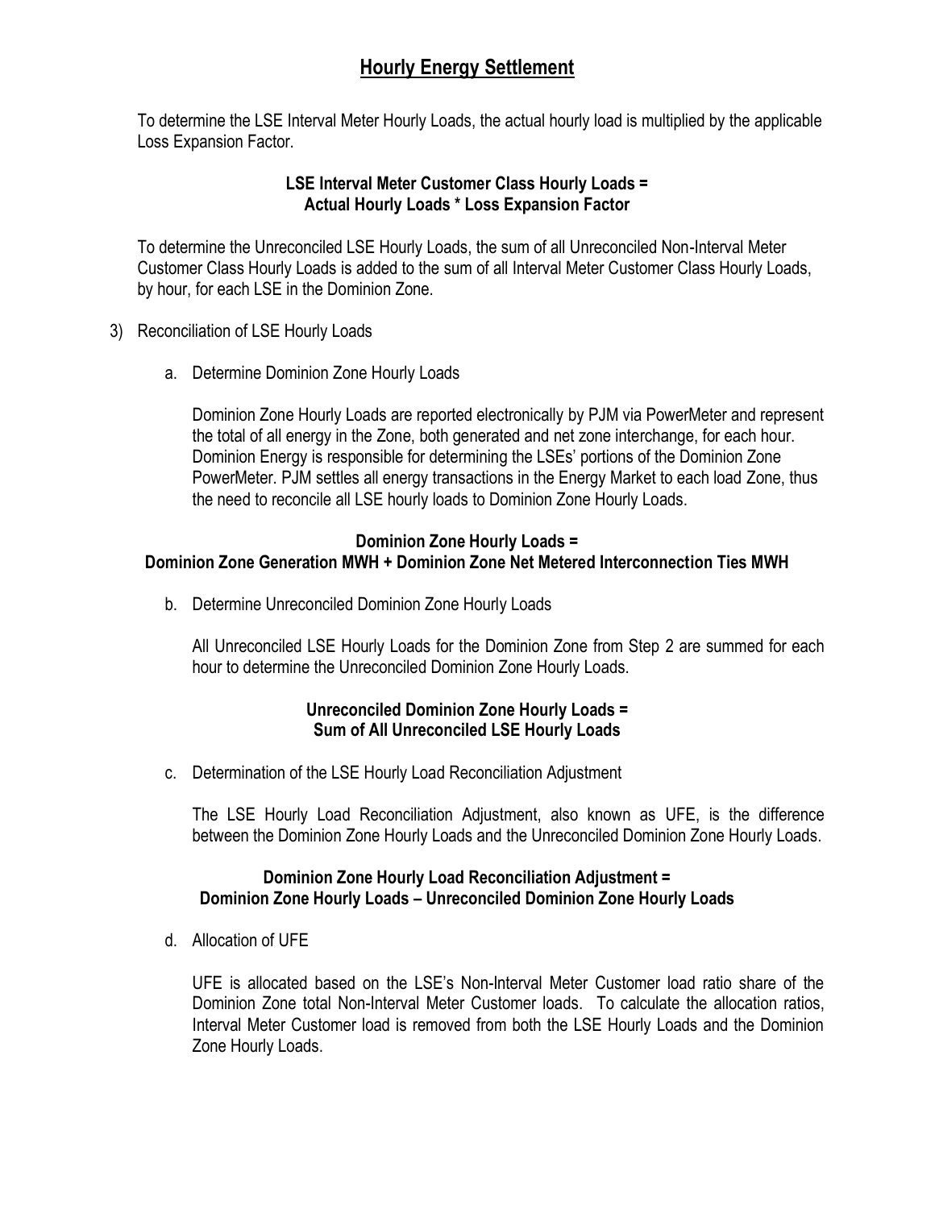## Hourly Energy Settlement

To determine the LSE Interval Meter Hourly Loads, the actual hourly load is multiplied by the applicable Loss Expansion Factor.

**LSE Interval Meter Customer Class Hourly Loads =**
**Actual Hourly Loads * Loss Expansion Factor**

To determine the Unreconciled LSE Hourly Loads, the sum of all Unreconciled Non-Interval Meter Customer Class Hourly Loads is added to the sum of all Interval Meter Customer Class Hourly Loads, by hour, for each LSE in the Dominion Zone.

3) Reconciliation of LSE Hourly Loads

   a. Determine Dominion Zone Hourly Loads

      Dominion Zone Hourly Loads are reported electronically by PJM via PowerMeter and represent the total of all energy in the Zone, both generated and net zone interchange, for each hour. Dominion Energy is responsible for determining the LSEs' portions of the Dominion Zone PowerMeter. PJM settles all energy transactions in the Energy Market to each load Zone, thus the need to reconcile all LSE hourly loads to Dominion Zone Hourly Loads.

**Dominion Zone Hourly Loads =**
**Dominion Zone Generation MWH + Dominion Zone Net Metered Interconnection Ties MWH**

   b. Determine Unreconciled Dominion Zone Hourly Loads

      All Unreconciled LSE Hourly Loads for the Dominion Zone from Step 2 are summed for each hour to determine the Unreconciled Dominion Zone Hourly Loads.

**Unreconciled Dominion Zone Hourly Loads =**
**Sum of All Unreconciled LSE Hourly Loads**

   c. Determination of the LSE Hourly Load Reconciliation Adjustment

      The LSE Hourly Load Reconciliation Adjustment, also known as UFE, is the difference between the Dominion Zone Hourly Loads and the Unreconciled Dominion Zone Hourly Loads.

**Dominion Zone Hourly Load Reconciliation Adjustment =**
**Dominion Zone Hourly Loads – Unreconciled Dominion Zone Hourly Loads**

   d. Allocation of UFE

      UFE is allocated based on the LSE's Non-Interval Meter Customer load ratio share of the Dominion Zone total Non-Interval Meter Customer loads. To calculate the allocation ratios, Interval Meter Customer load is removed from both the LSE Hourly Loads and the Dominion Zone Hourly Loads.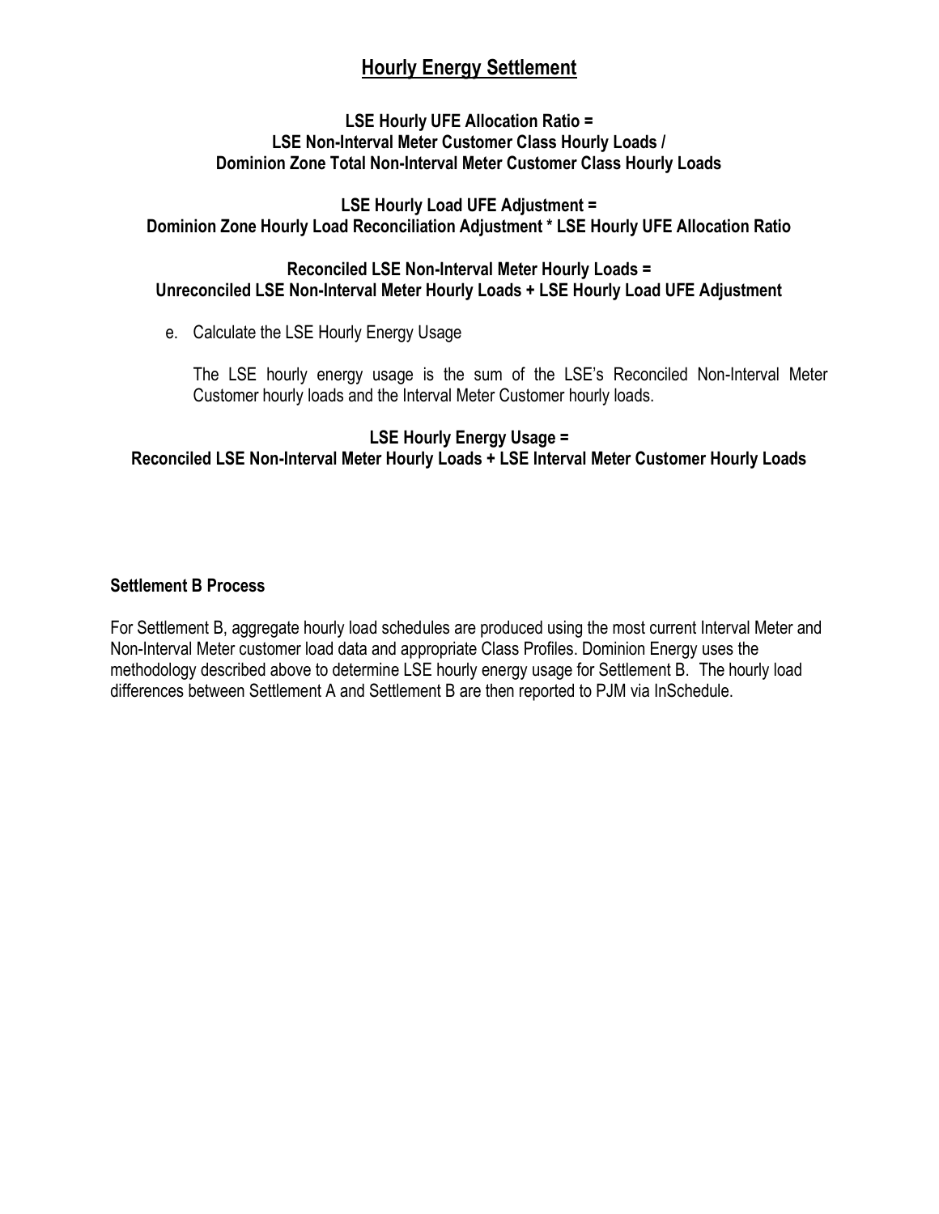## Hourly Energy Settlement

**LSE Hourly UFE Allocation Ratio =**
**LSE Non-Interval Meter Customer Class Hourly Loads /**
**Dominion Zone Total Non-Interval Meter Customer Class Hourly Loads**

**LSE Hourly Load UFE Adjustment =**
**Dominion Zone Hourly Load Reconciliation Adjustment * LSE Hourly UFE Allocation Ratio**

**Reconciled LSE Non-Interval Meter Hourly Loads =**
**Unreconciled LSE Non-Interval Meter Hourly Loads + LSE Hourly Load UFE Adjustment**

e. Calculate the LSE Hourly Energy Usage

   The LSE hourly energy usage is the sum of the LSE's Reconciled Non-Interval Meter Customer hourly loads and the Interval Meter Customer hourly loads.

**LSE Hourly Energy Usage =**
**Reconciled LSE Non-Interval Meter Hourly Loads + LSE Interval Meter Customer Hourly Loads**

**Settlement B Process**

For Settlement B, aggregate hourly load schedules are produced using the most current Interval Meter and Non-Interval Meter customer load data and appropriate Class Profiles. Dominion Energy uses the methodology described above to determine LSE hourly energy usage for Settlement B. The hourly load differences between Settlement A and Settlement B are then reported to PJM via InSchedule.